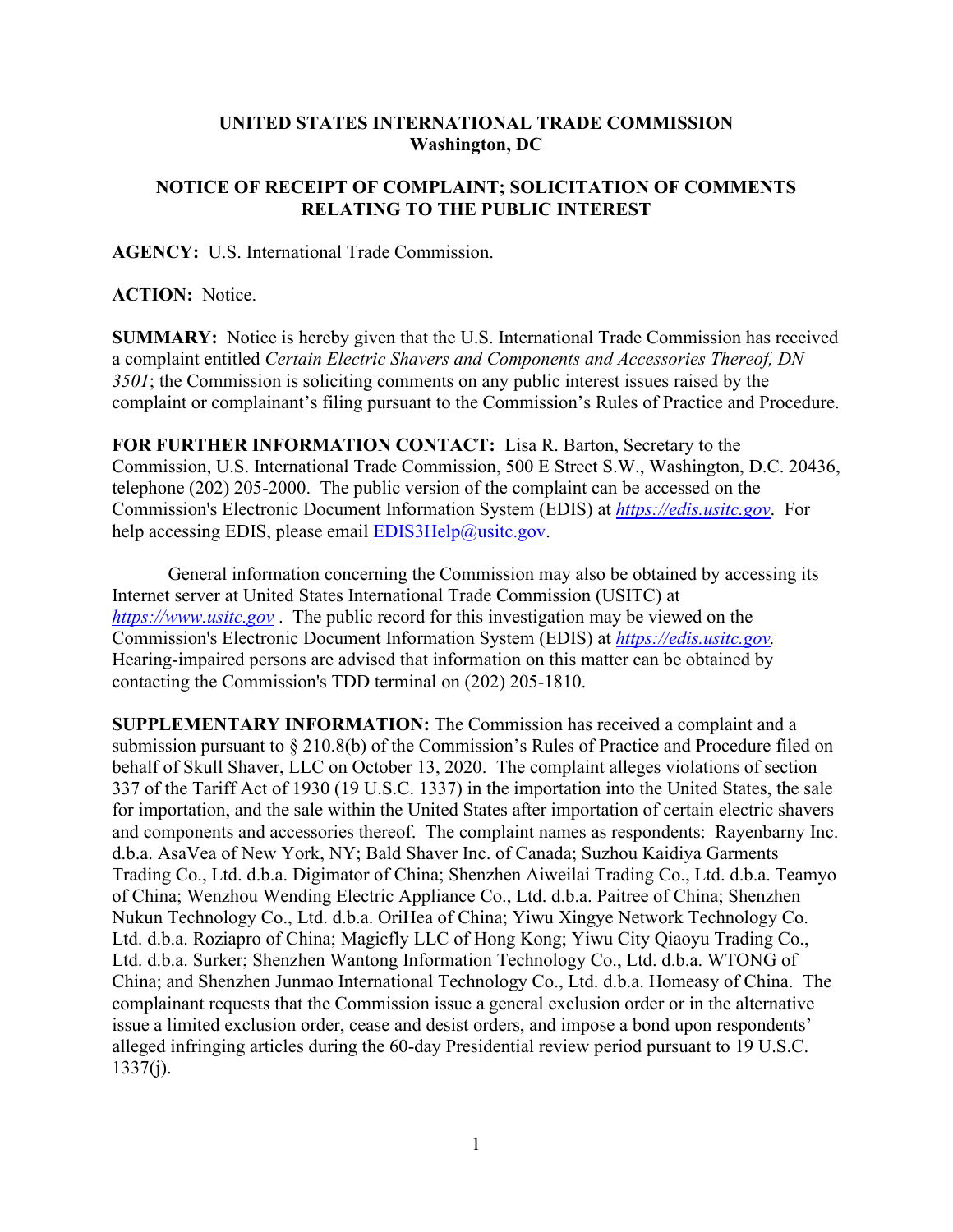**UNITED STATES INTERNATIONAL TRADE COMMISSION**
**Washington, DC**

**NOTICE OF RECEIPT OF COMPLAINT; SOLICITATION OF COMMENTS RELATING TO THE PUBLIC INTEREST**

**AGENCY:** U.S. International Trade Commission.

**ACTION:** Notice.

**SUMMARY:** Notice is hereby given that the U.S. International Trade Commission has received a complaint entitled *Certain Electric Shavers and Components and Accessories Thereof, DN 3501*; the Commission is soliciting comments on any public interest issues raised by the complaint or complainant's filing pursuant to the Commission's Rules of Practice and Procedure.

**FOR FURTHER INFORMATION CONTACT:** Lisa R. Barton, Secretary to the Commission, U.S. International Trade Commission, 500 E Street S.W., Washington, D.C. 20436, telephone (202) 205-2000. The public version of the complaint can be accessed on the Commission's Electronic Document Information System (EDIS) at *https://edis.usitc.gov*. For help accessing EDIS, please email EDIS3Help@usitc.gov.

General information concerning the Commission may also be obtained by accessing its Internet server at United States International Trade Commission (USITC) at *https://www.usitc.gov* . The public record for this investigation may be viewed on the Commission's Electronic Document Information System (EDIS) at *https://edis.usitc.gov.* Hearing-impaired persons are advised that information on this matter can be obtained by contacting the Commission's TDD terminal on (202) 205-1810.

**SUPPLEMENTARY INFORMATION:** The Commission has received a complaint and a submission pursuant to § 210.8(b) of the Commission's Rules of Practice and Procedure filed on behalf of Skull Shaver, LLC on October 13, 2020. The complaint alleges violations of section 337 of the Tariff Act of 1930 (19 U.S.C. 1337) in the importation into the United States, the sale for importation, and the sale within the United States after importation of certain electric shavers and components and accessories thereof. The complaint names as respondents: Rayenbarny Inc. d.b.a. AsaVea of New York, NY; Bald Shaver Inc. of Canada; Suzhou Kaidiya Garments Trading Co., Ltd. d.b.a. Digimator of China; Shenzhen Aiweilai Trading Co., Ltd. d.b.a. Teamyo of China; Wenzhou Wending Electric Appliance Co., Ltd. d.b.a. Paitree of China; Shenzhen Nukun Technology Co., Ltd. d.b.a. OriHea of China; Yiwu Xingye Network Technology Co. Ltd. d.b.a. Roziapro of China; Magicfly LLC of Hong Kong; Yiwu City Qiaoyu Trading Co., Ltd. d.b.a. Surker; Shenzhen Wantong Information Technology Co., Ltd. d.b.a. WTONG of China; and Shenzhen Junmao International Technology Co., Ltd. d.b.a. Homeasy of China. The complainant requests that the Commission issue a general exclusion order or in the alternative issue a limited exclusion order, cease and desist orders, and impose a bond upon respondents' alleged infringing articles during the 60-day Presidential review period pursuant to 19 U.S.C. 1337(j).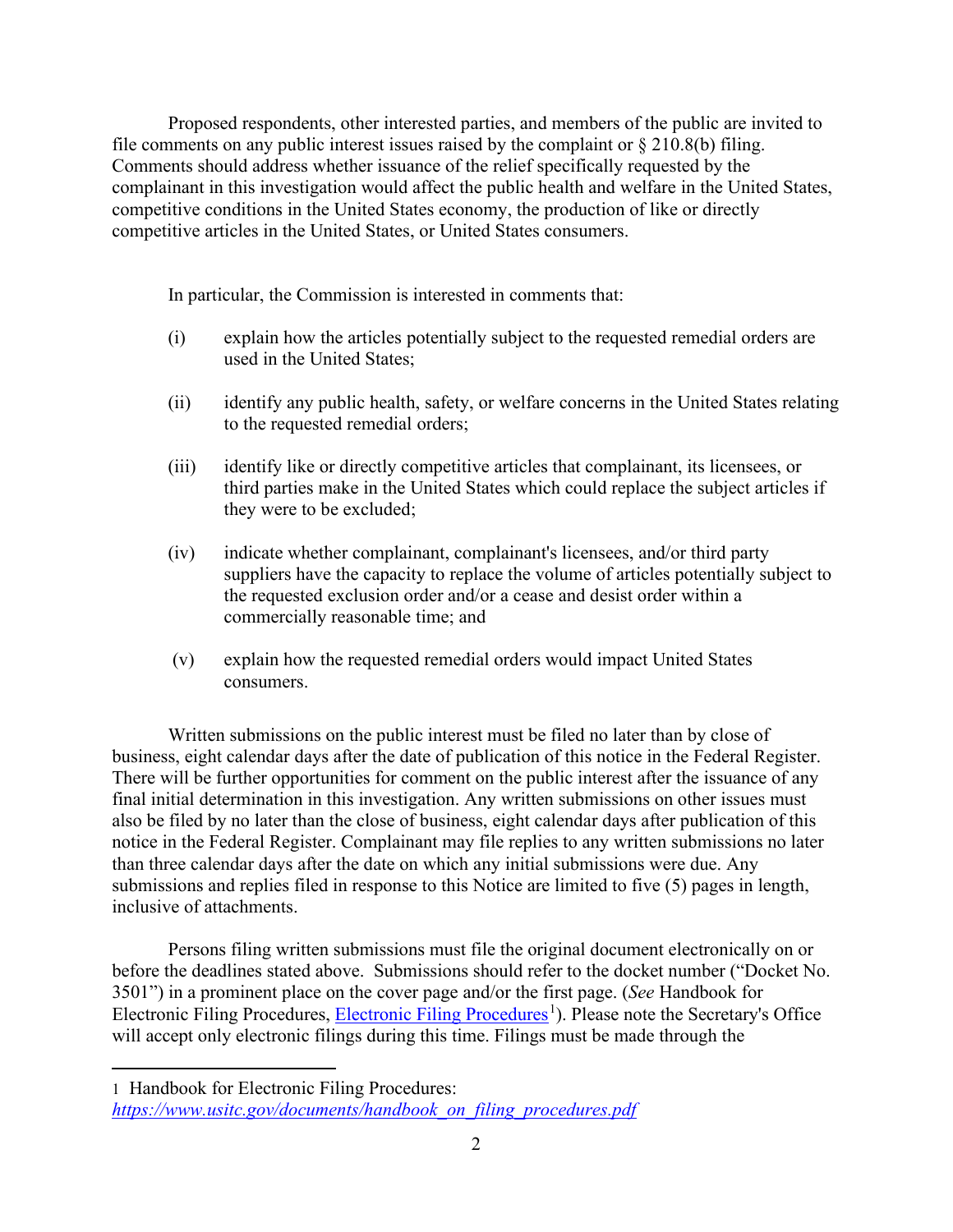Proposed respondents, other interested parties, and members of the public are invited to file comments on any public interest issues raised by the complaint or § 210.8(b) filing. Comments should address whether issuance of the relief specifically requested by the complainant in this investigation would affect the public health and welfare in the United States, competitive conditions in the United States economy, the production of like or directly competitive articles in the United States, or United States consumers.

In particular, the Commission is interested in comments that:

(i) explain how the articles potentially subject to the requested remedial orders are used in the United States;

(ii) identify any public health, safety, or welfare concerns in the United States relating to the requested remedial orders;

(iii) identify like or directly competitive articles that complainant, its licensees, or third parties make in the United States which could replace the subject articles if they were to be excluded;

(iv) indicate whether complainant, complainant's licensees, and/or third party suppliers have the capacity to replace the volume of articles potentially subject to the requested exclusion order and/or a cease and desist order within a commercially reasonable time; and

(v) explain how the requested remedial orders would impact United States consumers.

Written submissions on the public interest must be filed no later than by close of business, eight calendar days after the date of publication of this notice in the Federal Register. There will be further opportunities for comment on the public interest after the issuance of any final initial determination in this investigation. Any written submissions on other issues must also be filed by no later than the close of business, eight calendar days after publication of this notice in the Federal Register. Complainant may file replies to any written submissions no later than three calendar days after the date on which any initial submissions were due. Any submissions and replies filed in response to this Notice are limited to five (5) pages in length, inclusive of attachments.

Persons filing written submissions must file the original document electronically on or before the deadlines stated above. Submissions should refer to the docket number ("Docket No. 3501") in a prominent place on the cover page and/or the first page. (*See* Handbook for Electronic Filing Procedures, Electronic Filing Procedures[1]). Please note the Secretary's Office will accept only electronic filings during this time. Filings must be made through the

---

1 Handbook for Electronic Filing Procedures: *https://www.usitc.gov/documents/handbook_on_filing_procedures.pdf*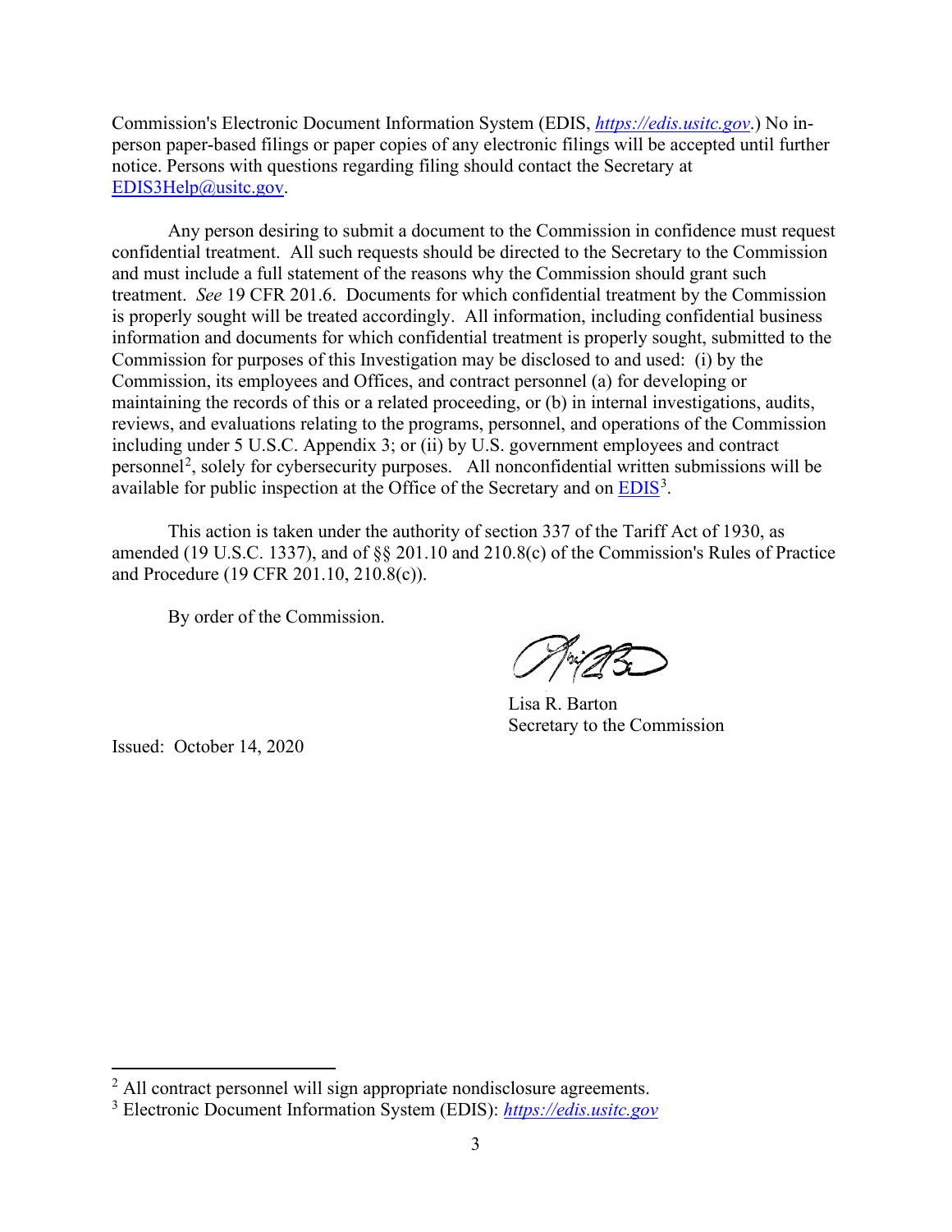Commission's Electronic Document Information System (EDIS, *https://edis.usitc.gov*.) No in-person paper-based filings or paper copies of any electronic filings will be accepted until further notice. Persons with questions regarding filing should contact the Secretary at EDIS3Help@usitc.gov.

Any person desiring to submit a document to the Commission in confidence must request confidential treatment. All such requests should be directed to the Secretary to the Commission and must include a full statement of the reasons why the Commission should grant such treatment. *See* 19 CFR 201.6. Documents for which confidential treatment by the Commission is properly sought will be treated accordingly. All information, including confidential business information and documents for which confidential treatment is properly sought, submitted to the Commission for purposes of this Investigation may be disclosed to and used: (i) by the Commission, its employees and Offices, and contract personnel (a) for developing or maintaining the records of this or a related proceeding, or (b) in internal investigations, audits, reviews, and evaluations relating to the programs, personnel, and operations of the Commission including under 5 U.S.C. Appendix 3; or (ii) by U.S. government employees and contract personnel[2], solely for cybersecurity purposes. All nonconfidential written submissions will be available for public inspection at the Office of the Secretary and on EDIS[3].

This action is taken under the authority of section 337 of the Tariff Act of 1930, as amended (19 U.S.C. 1337), and of §§ 201.10 and 210.8(c) of the Commission's Rules of Practice and Procedure (19 CFR 201.10, 210.8(c)).

By order of the Commission.

Lisa R. Barton
Secretary to the Commission

Issued: October 14, 2020

---

[2] All contract personnel will sign appropriate nondisclosure agreements.

[3] Electronic Document Information System (EDIS): *https://edis.usitc.gov*